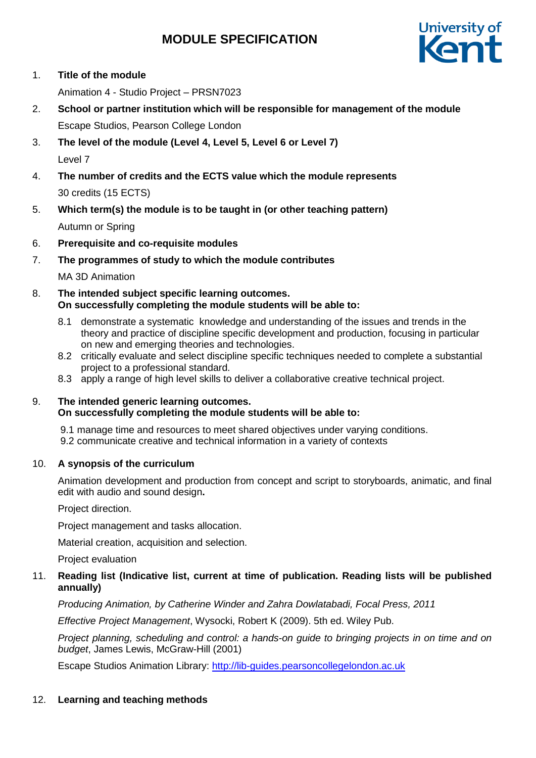# MODULE SPECIFICATION

University of Kent

1. **Title of the module**

   Animation 4 - Studio Project – PRSN7023

2. **School or partner institution which will be responsible for management of the module**

   Escape Studios, Pearson College London

3. **The level of the module (Level 4, Level 5, Level 6 or Level 7)**

   Level 7

4. **The number of credits and the ECTS value which the module represents**

   30 credits (15 ECTS)

5. **Which term(s) the module is to be taught in (or other teaching pattern)**

   Autumn or Spring

6. **Prerequisite and co-requisite modules**

7. **The programmes of study to which the module contributes**

   MA 3D Animation

8. **The intended subject specific learning outcomes. On successfully completing the module students will be able to:**

   8.1 demonstrate a systematic knowledge and understanding of the issues and trends in the theory and practice of discipline specific development and production, focusing in particular on new and emerging theories and technologies.
   8.2 critically evaluate and select discipline specific techniques needed to complete a substantial project to a professional standard.
   8.3 apply a range of high level skills to deliver a collaborative creative technical project.

9. **The intended generic learning outcomes. On successfully completing the module students will be able to:**

   9.1 manage time and resources to meet shared objectives under varying conditions.
   9.2 communicate creative and technical information in a variety of contexts

10. **A synopsis of the curriculum**

    Animation development and production from concept and script to storyboards, animatic, and final edit with audio and sound design**.**

    Project direction.

    Project management and tasks allocation.

    Material creation, acquisition and selection.

    Project evaluation

11. **Reading list (Indicative list, current at time of publication. Reading lists will be published annually)**

    *Producing Animation, by Catherine Winder and Zahra Dowlatabadi, Focal Press, 2011*

    *Effective Project Management*, Wysocki, Robert K (2009). 5th ed. Wiley Pub.

    *Project planning, scheduling and control: a hands-on guide to bringing projects in on time and on budget*, James Lewis, McGraw-Hill (2001)

    Escape Studios Animation Library: http://lib-guides.pearsoncollegelondon.ac.uk

12. **Learning and teaching methods**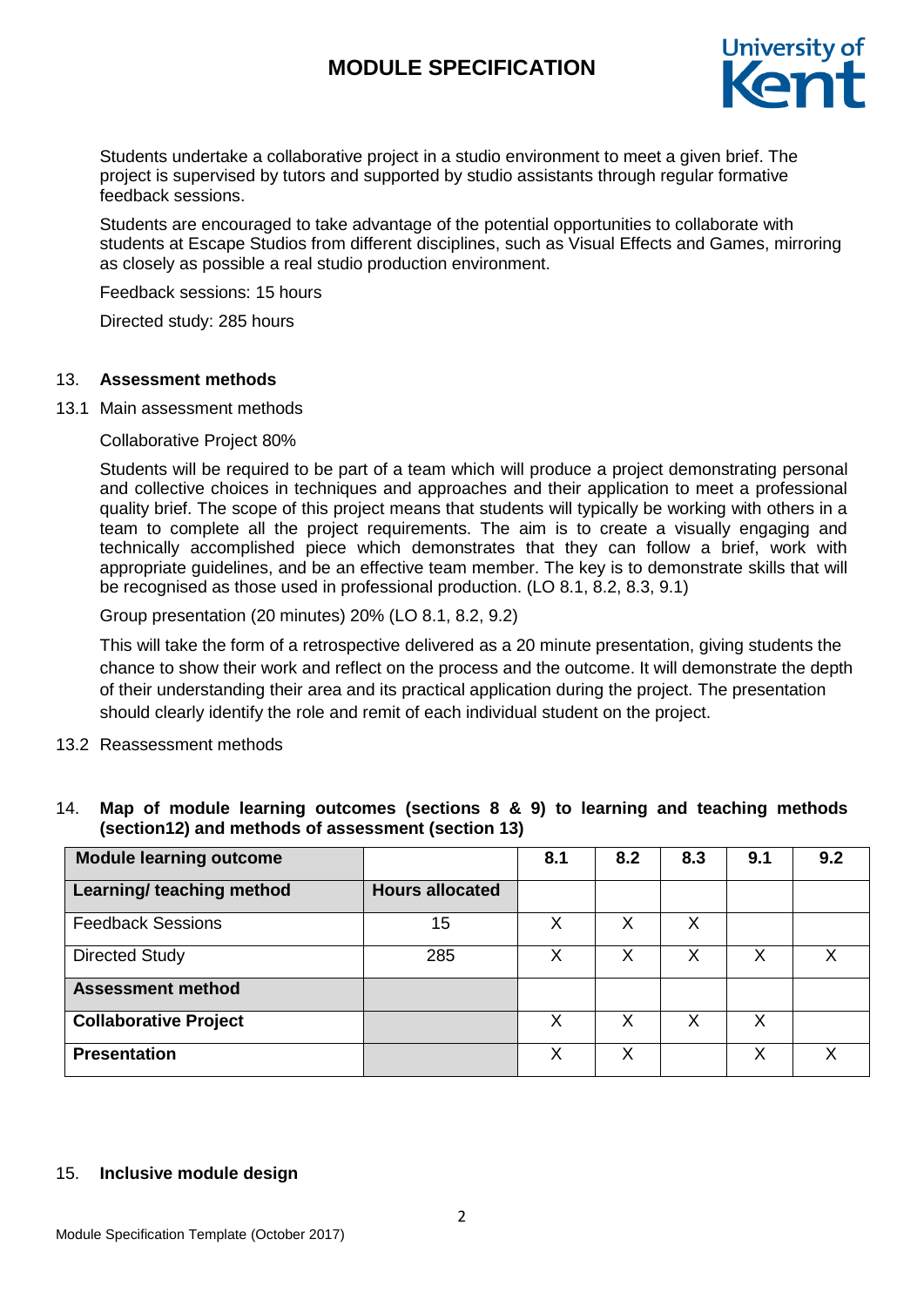Students undertake a collaborative project in a studio environment to meet a given brief. The project is supervised by tutors and supported by studio assistants through regular formative feedback sessions.

Students are encouraged to take advantage of the potential opportunities to collaborate with students at Escape Studios from different disciplines, such as Visual Effects and Games, mirroring as closely as possible a real studio production environment.

Feedback sessions: 15 hours

Directed study: 285 hours

## 13. Assessment methods

13.1 Main assessment methods

Collaborative Project 80%

Students will be required to be part of a team which will produce a project demonstrating personal and collective choices in techniques and approaches and their application to meet a professional quality brief. The scope of this project means that students will typically be working with others in a team to complete all the project requirements. The aim is to create a visually engaging and technically accomplished piece which demonstrates that they can follow a brief, work with appropriate guidelines, and be an effective team member. The key is to demonstrate skills that will be recognised as those used in professional production. (LO 8.1, 8.2, 8.3, 9.1)

Group presentation (20 minutes) 20% (LO 8.1, 8.2, 9.2)

This will take the form of a retrospective delivered as a 20 minute presentation, giving students the chance to show their work and reflect on the process and the outcome. It will demonstrate the depth of their understanding their area and its practical application during the project. The presentation should clearly identify the role and remit of each individual student on the project.

13.2 Reassessment methods

## 14. Map of module learning outcomes (sections 8 & 9) to learning and teaching methods (section12) and methods of assessment (section 13)

| **Module learning outcome** | | 8.1 | 8.2 | 8.3 | 9.1 | 9.2 |
|---|---|---|---|---|---|---|
| **Learning/ teaching method** | **Hours allocated** | | | | | |
| Feedback Sessions | 15 | X | X | X | | |
| Directed Study | 285 | X | X | X | X | X |
| **Assessment method** | | | | | | |
| **Collaborative Project** | | X | X | X | X | |
| **Presentation** | | X | X | | X | X |

## 15. Inclusive module design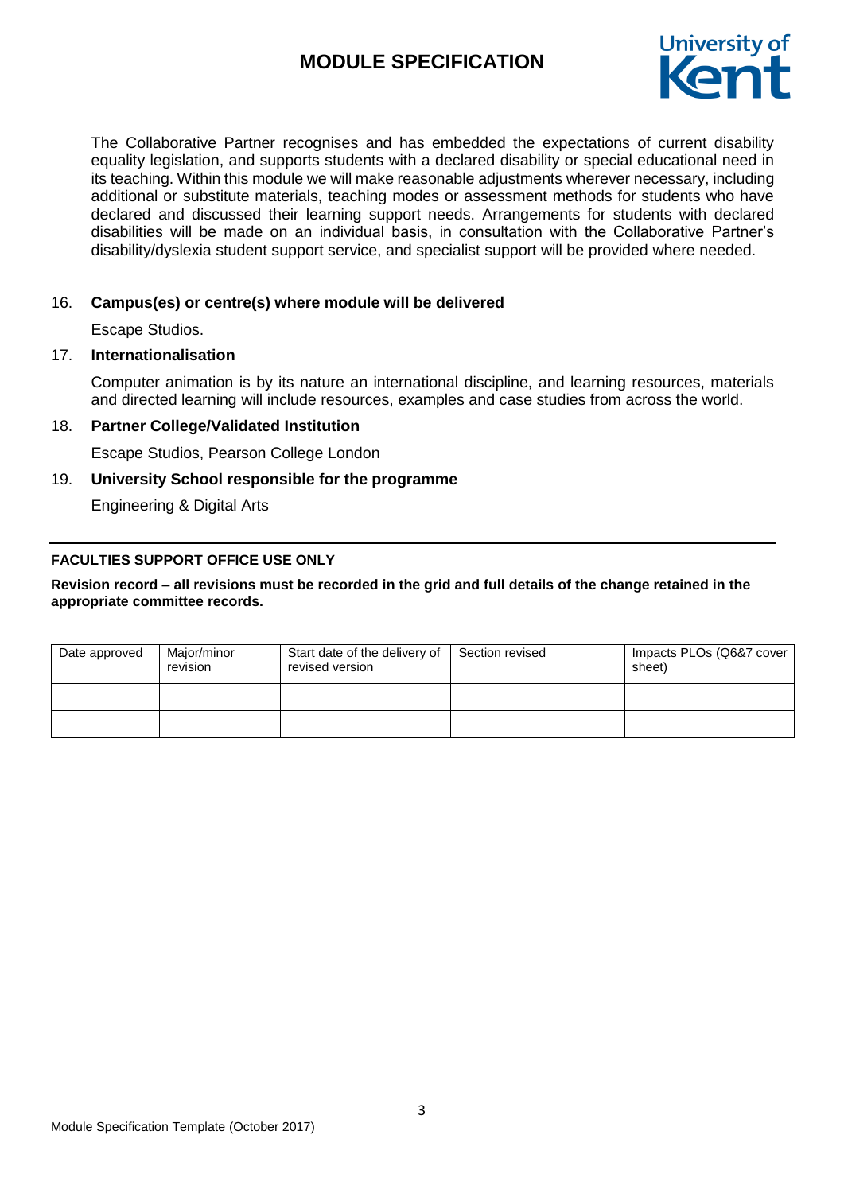The Collaborative Partner recognises and has embedded the expectations of current disability equality legislation, and supports students with a declared disability or special educational need in its teaching. Within this module we will make reasonable adjustments wherever necessary, including additional or substitute materials, teaching modes or assessment methods for students who have declared and discussed their learning support needs. Arrangements for students with declared disabilities will be made on an individual basis, in consultation with the Collaborative Partner's disability/dyslexia student support service, and specialist support will be provided where needed.

16. **Campus(es) or centre(s) where module will be delivered**

    Escape Studios.

17. **Internationalisation**

    Computer animation is by its nature an international discipline, and learning resources, materials and directed learning will include resources, examples and case studies from across the world.

18. **Partner College/Validated Institution**

    Escape Studios, Pearson College London

19. **University School responsible for the programme**

    Engineering & Digital Arts

---

**FACULTIES SUPPORT OFFICE USE ONLY**

**Revision record – all revisions must be recorded in the grid and full details of the change retained in the appropriate committee records.**

| Date approved | Major/minor revision | Start date of the delivery of revised version | Section revised | Impacts PLOs (Q6&7 cover sheet) |
|---|---|---|---|---|
| | | | | |
| | | | | |